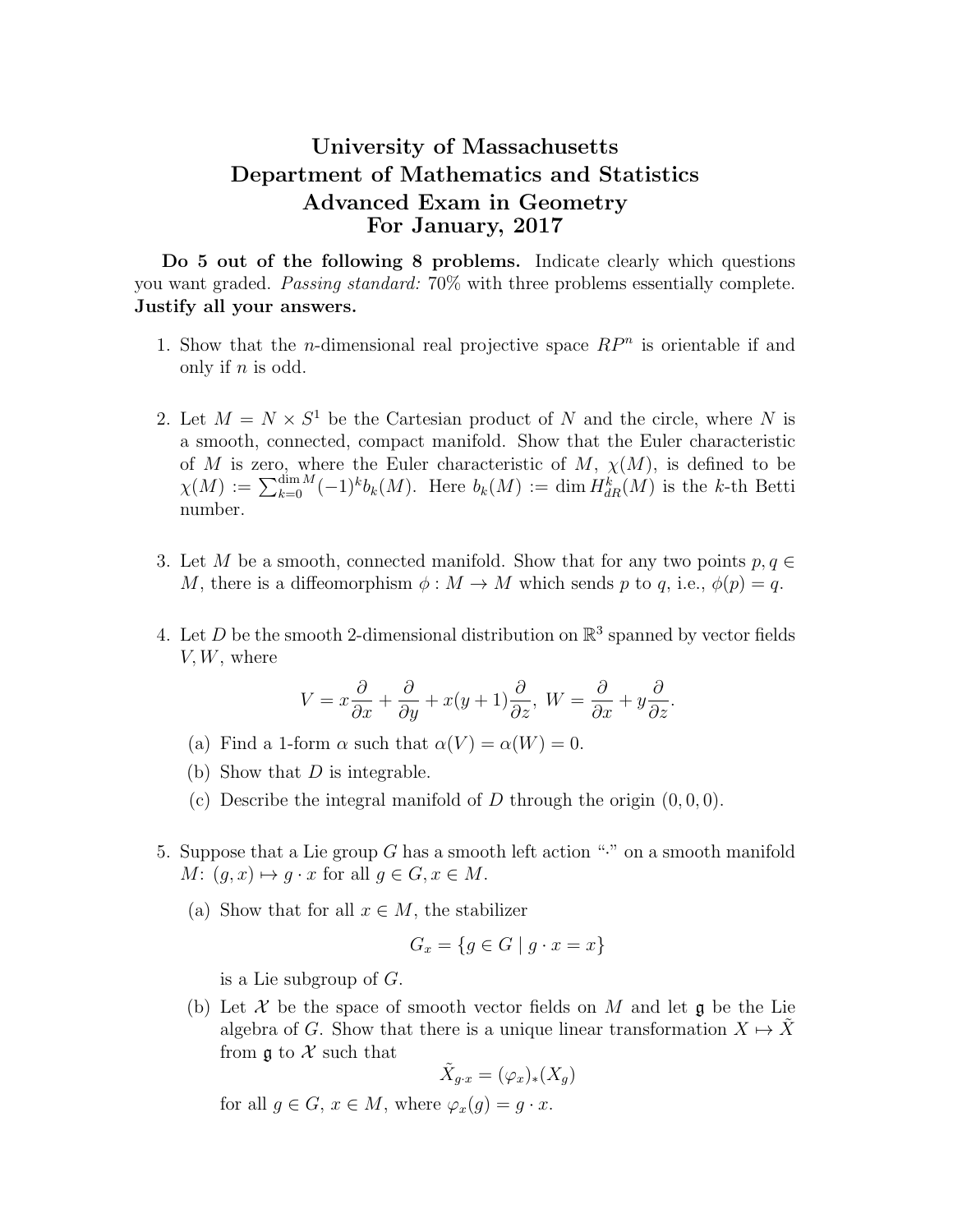# University of Massachusetts
# Department of Mathematics and Statistics
# Advanced Exam in Geometry
# For January, 2017

**Do 5 out of the following 8 problems.** Indicate clearly which questions you want graded. *Passing standard:* 70% with three problems essentially complete. **Justify all your answers.**

1. Show that the $n$-dimensional real projective space $RP^n$ is orientable if and only if $n$ is odd.

2. Let $M = N \times S^1$ be the Cartesian product of $N$ and the circle, where $N$ is a smooth, connected, compact manifold. Show that the Euler characteristic of $M$ is zero, where the Euler characteristic of $M$, $\chi(M)$, is defined to be $\chi(M) := \sum_{k=0}^{\dim M}(-1)^k b_k(M)$. Here $b_k(M) := \dim H^k_{dR}(M)$ is the $k$-th Betti number.

3. Let $M$ be a smooth, connected manifold. Show that for any two points $p, q \in M$, there is a diffeomorphism $\phi : M \to M$ which sends $p$ to $q$, i.e., $\phi(p) = q$.

4. Let $D$ be the smooth 2-dimensional distribution on $\mathbb{R}^3$ spanned by vector fields $V, W$, where
$$V = x\frac{\partial}{\partial x} + \frac{\partial}{\partial y} + x(y+1)\frac{\partial}{\partial z},\ W = \frac{\partial}{\partial x} + y\frac{\partial}{\partial z}.$$
   (a) Find a 1-form $\alpha$ such that $\alpha(V) = \alpha(W) = 0$.
   
   (b) Show that $D$ is integrable.
   
   (c) Describe the integral manifold of $D$ through the origin $(0, 0, 0)$.

5. Suppose that a Lie group $G$ has a smooth left action "$\cdot$" on a smooth manifold $M$: $(g, x) \mapsto g \cdot x$ for all $g \in G, x \in M$.

   (a) Show that for all $x \in M$, the stabilizer
   $$G_x = \{g \in G \mid g \cdot x = x\}$$
   is a Lie subgroup of $G$.
   
   (b) Let $\mathcal{X}$ be the space of smooth vector fields on $M$ and let $\mathfrak{g}$ be the Lie algebra of $G$. Show that there is a unique linear transformation $X \mapsto \tilde{X}$ from $\mathfrak{g}$ to $\mathcal{X}$ such that
   $$\tilde{X}_{g \cdot x} = (\varphi_x)_*(X_g)$$
   for all $g \in G$, $x \in M$, where $\varphi_x(g) = g \cdot x$.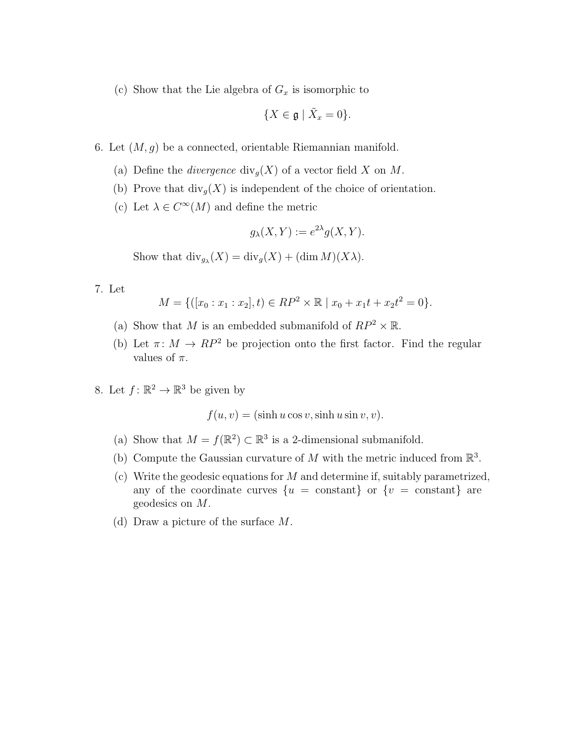(c) Show that the Lie algebra of $G_x$ is isomorphic to

$$\{X \in \mathfrak{g} \mid \tilde{X}_x = 0\}.$$

6. Let $(M, g)$ be a connected, orientable Riemannian manifold.

   (a) Define the *divergence* $\mathrm{div}_g(X)$ of a vector field $X$ on $M$.

   (b) Prove that $\mathrm{div}_g(X)$ is independent of the choice of orientation.

   (c) Let $\lambda \in C^\infty(M)$ and define the metric

   $$g_\lambda(X, Y) := e^{2\lambda} g(X, Y).$$

   Show that $\mathrm{div}_{g_\lambda}(X) = \mathrm{div}_g(X) + (\dim M)(X\lambda)$.

7. Let

   $$M = \{([x_0 : x_1 : x_2], t) \in RP^2 \times \mathbb{R} \mid x_0 + x_1 t + x_2 t^2 = 0\}.$$

   (a) Show that $M$ is an embedded submanifold of $RP^2 \times \mathbb{R}$.

   (b) Let $\pi \colon M \to RP^2$ be projection onto the first factor. Find the regular values of $\pi$.

8. Let $f \colon \mathbb{R}^2 \to \mathbb{R}^3$ be given by

   $$f(u, v) = (\sinh u \cos v, \sinh u \sin v, v).$$

   (a) Show that $M = f(\mathbb{R}^2) \subset \mathbb{R}^3$ is a 2-dimensional submanifold.

   (b) Compute the Gaussian curvature of $M$ with the metric induced from $\mathbb{R}^3$.

   (c) Write the geodesic equations for $M$ and determine if, suitably parametrized, any of the coordinate curves $\{u = \text{constant}\}$ or $\{v = \text{constant}\}$ are geodesics on $M$.

   (d) Draw a picture of the surface $M$.